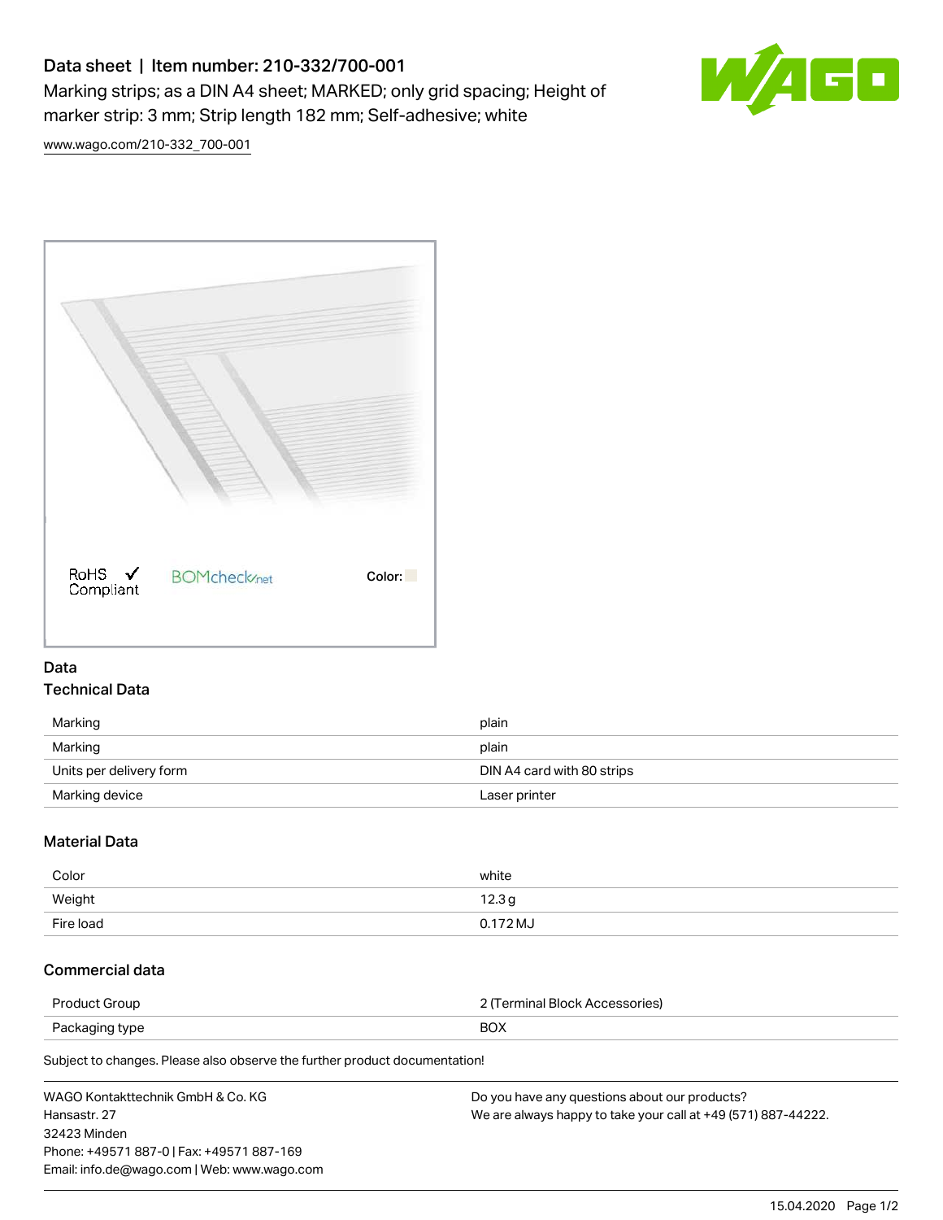# Data sheet | Item number: 210-332/700-001

Marking strips; as a DIN A4 sheet; MARKED; only grid spacing; Height of marker strip: 3 mm; Strip length 182 mm; Self-adhesive; white

www.wago.com/210-332_700-001

RoHS Compliant

BOMcheck.net

Color:

## Data

### Technical Data

| | |
|---|---|
| Marking | plain |
| Marking | plain |
| Units per delivery form | DIN A4 card with 80 strips |
| Marking device | Laser printer |

### Material Data

| | |
|---|---|
| Color | white |
| Weight | 12.3 g |
| Fire load | 0.172 MJ |

### Commercial data

| | |
|---|---|
| Product Group | 2 (Terminal Block Accessories) |
| Packaging type | BOX |

Subject to changes. Please also observe the further product documentation!

WAGO Kontakttechnik GmbH & Co. KG
Hansastr. 27
32423 Minden
Phone: +49571 887-0 | Fax: +49571 887-169
Email: info.de@wago.com | Web: www.wago.com

Do you have any questions about our products?
We are always happy to take your call at +49 (571) 887-44222.

15.04.2020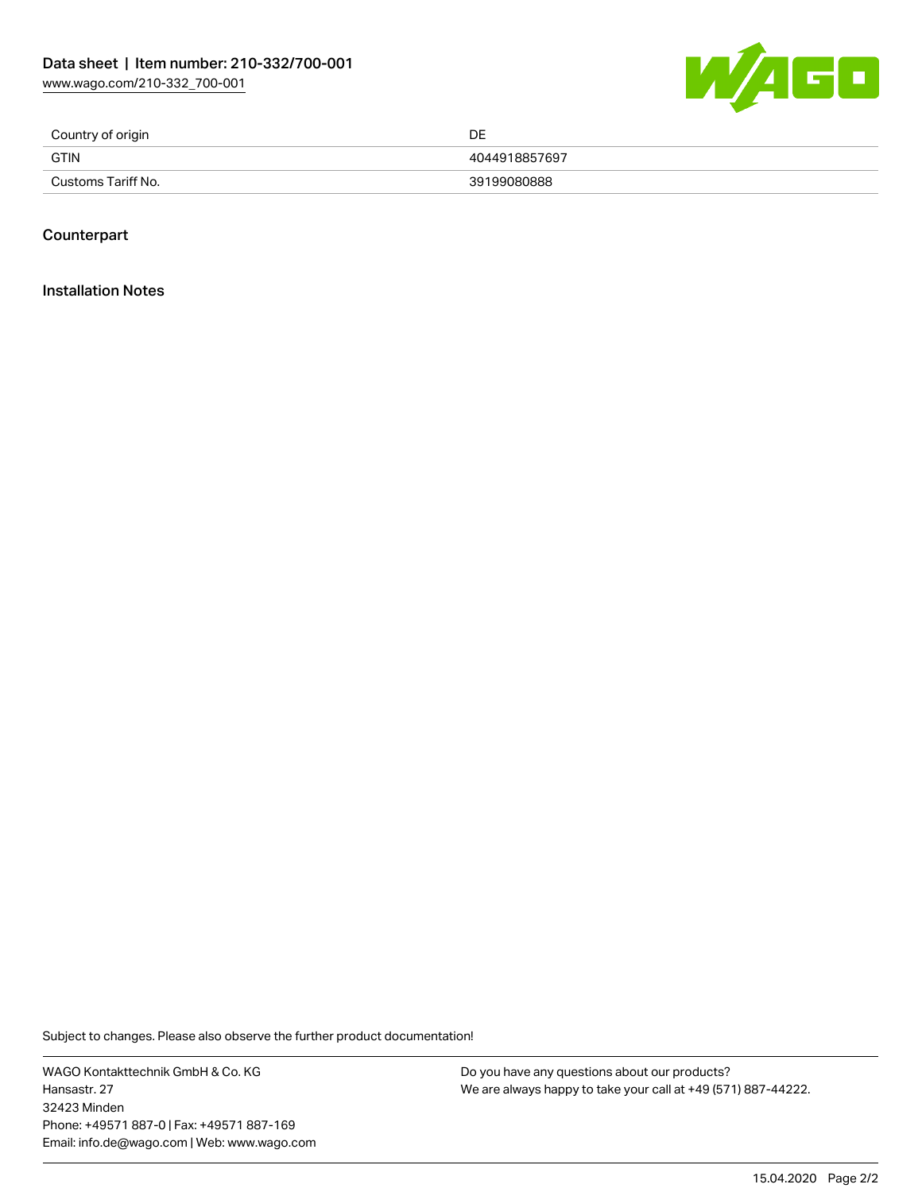| | |
| --- | --- |
| Country of origin | DE |
| GTIN | 4044918857697 |
| Customs Tariff No. | 39199080888 |

## Counterpart

## Installation Notes

Subject to changes. Please also observe the further product documentation!

WAGO Kontakttechnik GmbH & Co. KG
Hansastr. 27
32423 Minden
Phone: +49571 887-0 | Fax: +49571 887-169
Email: info.de@wago.com | Web: www.wago.com

Do you have any questions about our products?
We are always happy to take your call at +49 (571) 887-44222.

15.04.2020